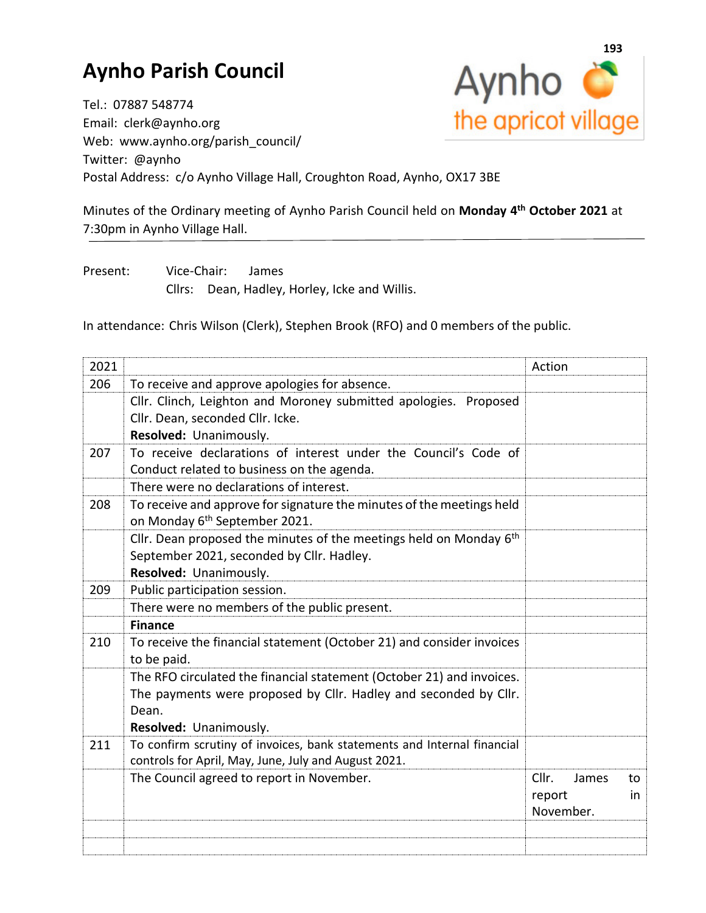# Aynho Parish Council

Aynho the apricot village

Tel.: 07887 548774
Email: clerk@aynho.org
Web: www.aynho.org/parish_council/
Twitter: @aynho
Postal Address: c/o Aynho Village Hall, Croughton Road, Aynho, OX17 3BE

Minutes of the Ordinary meeting of Aynho Parish Council held on **Monday 4th October 2021** at 7:30pm in Aynho Village Hall.

Present: Vice-Chair: James
Cllrs: Dean, Hadley, Horley, Icke and Willis.

In attendance: Chris Wilson (Clerk), Stephen Brook (RFO) and 0 members of the public.

| 2021 | | Action |
|---|---|---|
| 206 | To receive and approve apologies for absence. | |
| | Cllr. Clinch, Leighton and Moroney submitted apologies. Proposed Cllr. Dean, seconded Cllr. Icke. **Resolved:** Unanimously. | |
| 207 | To receive declarations of interest under the Council's Code of Conduct related to business on the agenda. | |
| | There were no declarations of interest. | |
| 208 | To receive and approve for signature the minutes of the meetings held on Monday 6th September 2021. | |
| | Cllr. Dean proposed the minutes of the meetings held on Monday 6th September 2021, seconded by Cllr. Hadley. **Resolved:** Unanimously. | |
| 209 | Public participation session. | |
| | There were no members of the public present. | |
| | **Finance** | |
| 210 | To receive the financial statement (October 21) and consider invoices to be paid. | |
| | The RFO circulated the financial statement (October 21) and invoices. The payments were proposed by Cllr. Hadley and seconded by Cllr. Dean. **Resolved:** Unanimously. | |
| 211 | To confirm scrutiny of invoices, bank statements and Internal financial controls for April, May, June, July and August 2021. | |
| | The Council agreed to report in November. | Cllr. James to report in November. |
| | | |
| | | |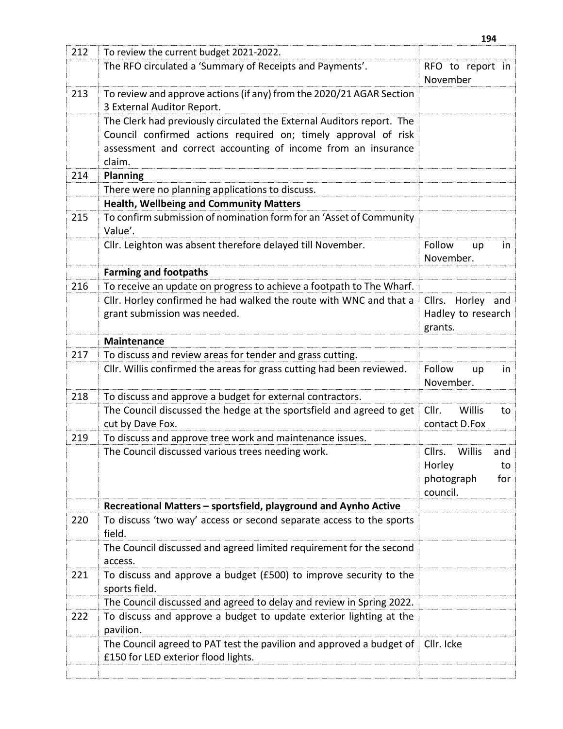| | | |
|---|---|---|
| 212 | To review the current budget 2021-2022. | |
| | The RFO circulated a 'Summary of Receipts and Payments'. | RFO to report in November |
| 213 | To review and approve actions (if any) from the 2020/21 AGAR Section 3 External Auditor Report. | |
| | The Clerk had previously circulated the External Auditors report. The Council confirmed actions required on; timely approval of risk assessment and correct accounting of income from an insurance claim. | |
| 214 | **Planning** | |
| | There were no planning applications to discuss. | |
| | **Health, Wellbeing and Community Matters** | |
| 215 | To confirm submission of nomination form for an 'Asset of Community Value'. | |
| | Cllr. Leighton was absent therefore delayed till November. | Follow up in November. |
| | **Farming and footpaths** | |
| 216 | To receive an update on progress to achieve a footpath to The Wharf. | |
| | Cllr. Horley confirmed he had walked the route with WNC and that a grant submission was needed. | Cllrs. Horley and Hadley to research grants. |
| | **Maintenance** | |
| 217 | To discuss and review areas for tender and grass cutting. | |
| | Cllr. Willis confirmed the areas for grass cutting had been reviewed. | Follow up in November. |
| 218 | To discuss and approve a budget for external contractors. | |
| | The Council discussed the hedge at the sportsfield and agreed to get cut by Dave Fox. | Cllr. Willis to contact D.Fox |
| 219 | To discuss and approve tree work and maintenance issues. | |
| | The Council discussed various trees needing work. | Cllrs. Willis and Horley to photograph for council. |
| | **Recreational Matters – sportsfield, playground and Aynho Active** | |
| 220 | To discuss 'two way' access or second separate access to the sports field. | |
| | The Council discussed and agreed limited requirement for the second access. | |
| 221 | To discuss and approve a budget (£500) to improve security to the sports field. | |
| | The Council discussed and agreed to delay and review in Spring 2022. | |
| 222 | To discuss and approve a budget to update exterior lighting at the pavilion. | |
| | The Council agreed to PAT test the pavilion and approved a budget of £150 for LED exterior flood lights. | Cllr. Icke |
| | | |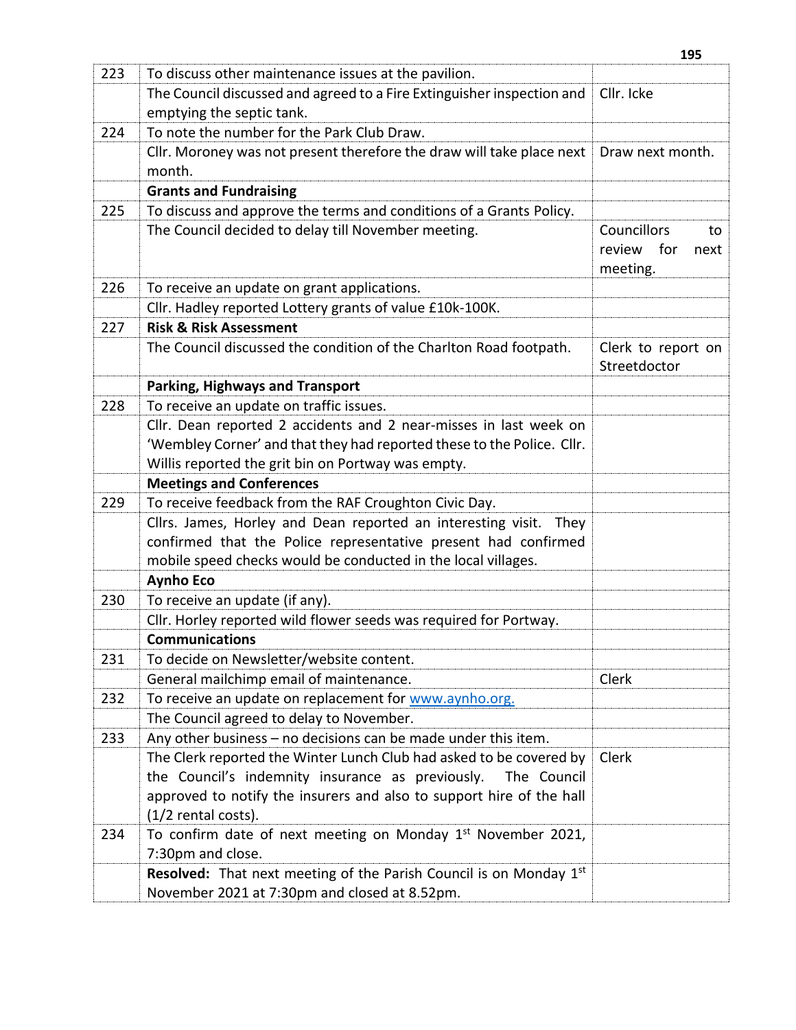| | | |
|---|---|---|
| 223 | To discuss other maintenance issues at the pavilion. | |
| | The Council discussed and agreed to a Fire Extinguisher inspection and emptying the septic tank. | Cllr. Icke |
| 224 | To note the number for the Park Club Draw. | |
| | Cllr. Moroney was not present therefore the draw will take place next month. | Draw next month. |
| | **Grants and Fundraising** | |
| 225 | To discuss and approve the terms and conditions of a Grants Policy. | |
| | The Council decided to delay till November meeting. | Councillors to review for next meeting. |
| 226 | To receive an update on grant applications. | |
| | Cllr. Hadley reported Lottery grants of value £10k-100K. | |
| 227 | **Risk & Risk Assessment** | |
| | The Council discussed the condition of the Charlton Road footpath. | Clerk to report on Streetdoctor |
| | **Parking, Highways and Transport** | |
| 228 | To receive an update on traffic issues. | |
| | Cllr. Dean reported 2 accidents and 2 near-misses in last week on 'Wembley Corner' and that they had reported these to the Police. Cllr. Willis reported the grit bin on Portway was empty. | |
| | **Meetings and Conferences** | |
| 229 | To receive feedback from the RAF Croughton Civic Day. | |
| | Cllrs. James, Horley and Dean reported an interesting visit. They confirmed that the Police representative present had confirmed mobile speed checks would be conducted in the local villages. | |
| | **Aynho Eco** | |
| 230 | To receive an update (if any). | |
| | Cllr. Horley reported wild flower seeds was required for Portway. | |
| | **Communications** | |
| 231 | To decide on Newsletter/website content. | |
| | General mailchimp email of maintenance. | Clerk |
| 232 | To receive an update on replacement for www.aynho.org. | |
| | The Council agreed to delay to November. | |
| 233 | Any other business – no decisions can be made under this item. | |
| | The Clerk reported the Winter Lunch Club had asked to be covered by the Council's indemnity insurance as previously. The Council approved to notify the insurers and also to support hire of the hall (1/2 rental costs). | Clerk |
| 234 | To confirm date of next meeting on Monday 1st November 2021, 7:30pm and close. | |
| | **Resolved:** That next meeting of the Parish Council is on Monday 1st November 2021 at 7:30pm and closed at 8.52pm. | |